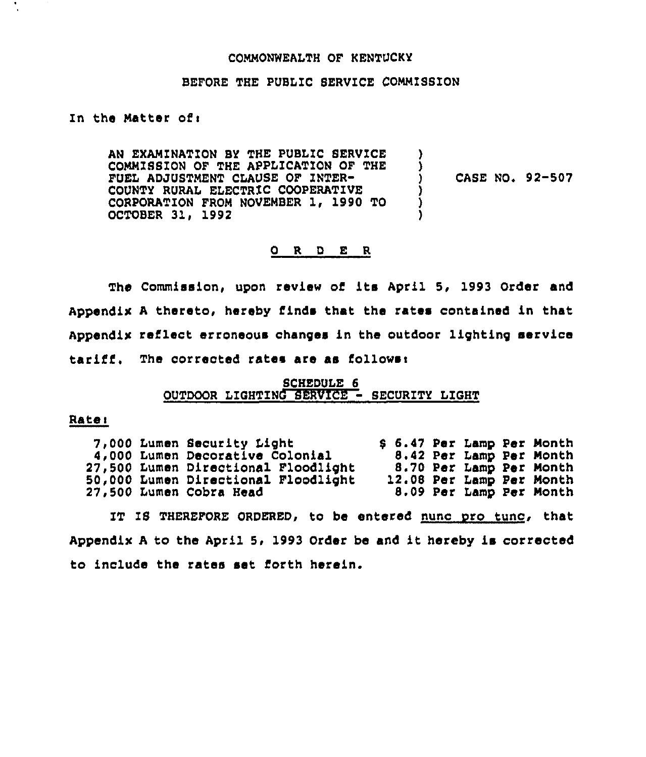COMMONWEALTH OF KENTUCKY

BEFORE THE PUBLIC SERVICE COMMISSION

In the Matter of:

| | | |
|---|---|---|
| AN EXAMINATION BY THE PUBLIC SERVICE COMMISSION OF THE APPLICATION OF THE FUEL ADJUSTMENT CLAUSE OF INTER-COUNTY RURAL ELECTRIC COOPERATIVE CORPORATION FROM NOVEMBER 1, 1990 TO OCTOBER 31, 1992 | ) | CASE NO. 92-507 |

O R D E R

The Commission, upon review of its April 5, 1993 Order and Appendix A thereto, hereby finds that the rates contained in that Appendix reflect erroneous changes in the outdoor lighting service tariff. The corrected rates are as follows:

SCHEDULE 6
OUTDOOR LIGHTING SERVICE - SECURITY LIGHT

Rate:

| | |
|---|---|
| 7,000 Lumen Security Light | $ 6.47 Per Lamp Per Month |
| 4,000 Lumen Decorative Colonial | 8.42 Per Lamp Per Month |
| 27,500 Lumen Directional Floodlight | 8.70 Per Lamp Per Month |
| 50,000 Lumen Directional Floodlight | 12.08 Per Lamp Per Month |
| 27,500 Lumen Cobra Head | 8.09 Per Lamp Per Month |

IT IS THEREFORE ORDERED, to be entered nunc pro tunc, that Appendix A to the April 5, 1993 Order be and it hereby is corrected to include the rates set forth herein.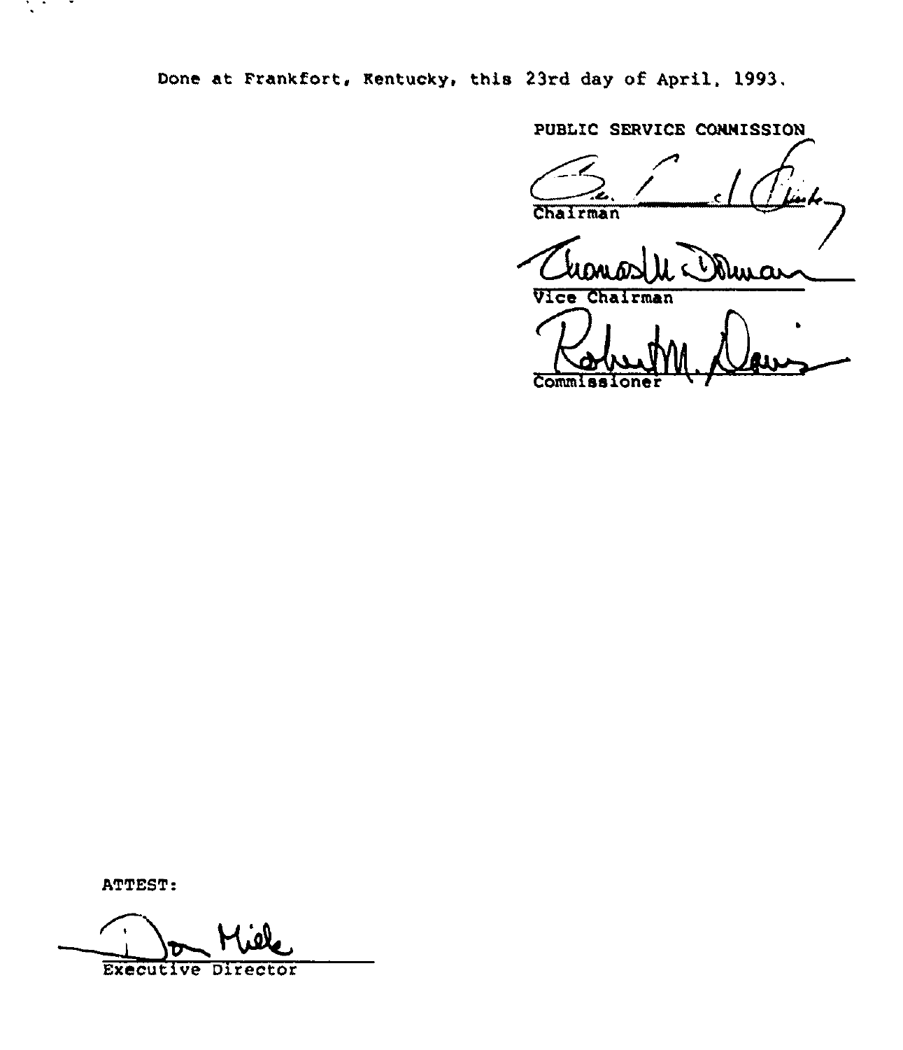Done at Frankfort, Kentucky, this 23rd day of April, 1993.

PUBLIC SERVICE COMMISSION

Chairman

Vice Chairman

Commissioner

ATTEST:

Executive Director